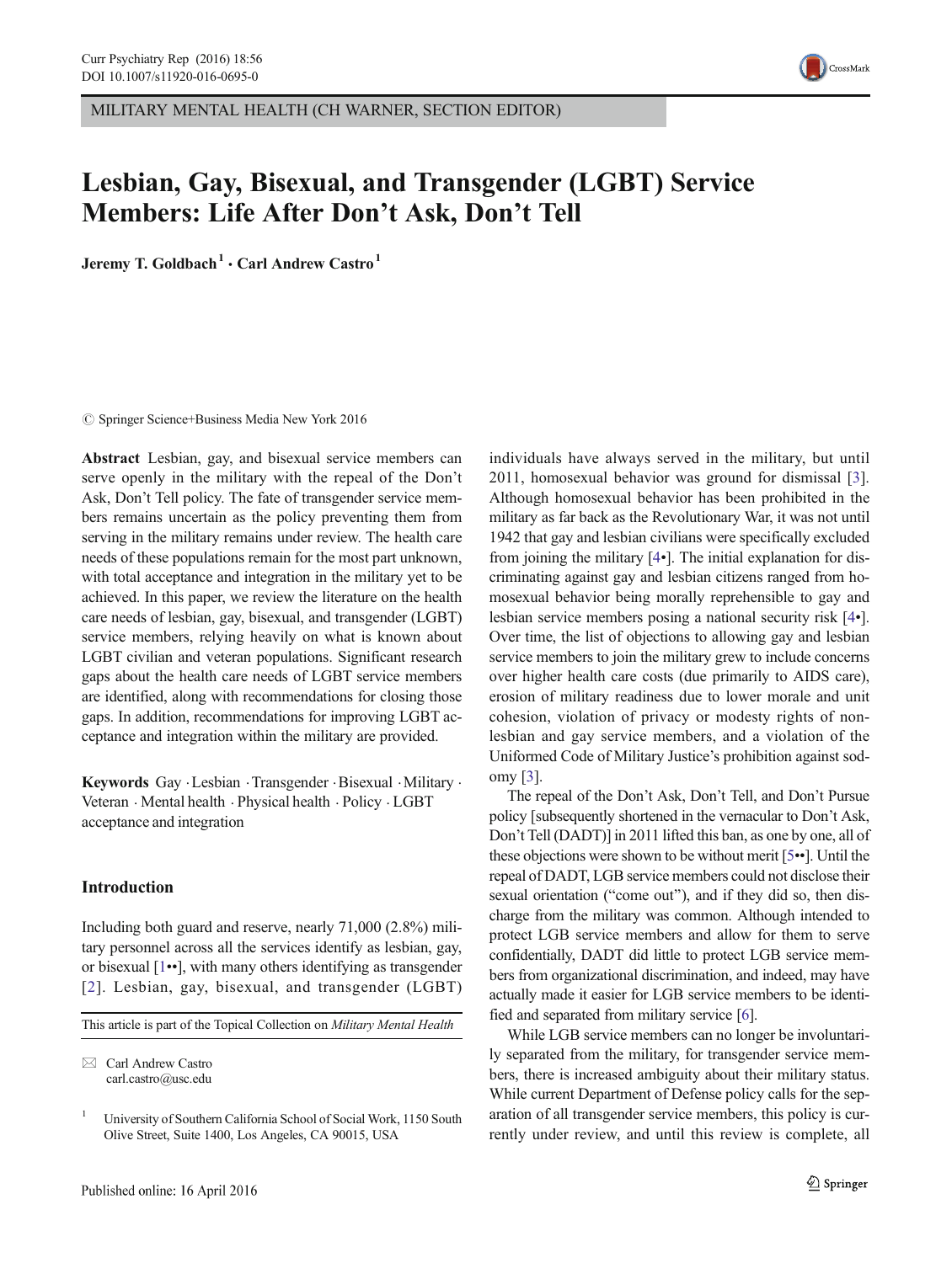MILITARY MENTAL HEALTH (CH WARNER, SECTION EDITOR)

# Lesbian, Gay, Bisexual, and Transgender (LGBT) Service Members: Life After Don't Ask, Don't Tell

**Jeremy T. Goldbach** [1] · **Carl Andrew Castro** [1]

© Springer Science+Business Media New York 2016

**Abstract** Lesbian, gay, and bisexual service members can serve openly in the military with the repeal of the Don't Ask, Don't Tell policy. The fate of transgender service members remains uncertain as the policy preventing them from serving in the military remains under review. The health care needs of these populations remain for the most part unknown, with total acceptance and integration in the military yet to be achieved. In this paper, we review the literature on the health care needs of lesbian, gay, bisexual, and transgender (LGBT) service members, relying heavily on what is known about LGBT civilian and veteran populations. Significant research gaps about the health care needs of LGBT service members are identified, along with recommendations for closing those gaps. In addition, recommendations for improving LGBT acceptance and integration within the military are provided.

**Keywords** Gay · Lesbian · Transgender · Bisexual · Military · Veteran · Mental health · Physical health · Policy · LGBT acceptance and integration

## Introduction

Including both guard and reserve, nearly 71,000 (2.8%) military personnel across all the services identify as lesbian, gay, or bisexual [1••], with many others identifying as transgender [2]. Lesbian, gay, bisexual, and transgender (LGBT) individuals have always served in the military, but until 2011, homosexual behavior was ground for dismissal [3]. Although homosexual behavior has been prohibited in the military as far back as the Revolutionary War, it was not until 1942 that gay and lesbian civilians were specifically excluded from joining the military [4•]. The initial explanation for discriminating against gay and lesbian citizens ranged from homosexual behavior being morally reprehensible to gay and lesbian service members posing a national security risk [4•]. Over time, the list of objections to allowing gay and lesbian service members to join the military grew to include concerns over higher health care costs (due primarily to AIDS care), erosion of military readiness due to lower morale and unit cohesion, violation of privacy or modesty rights of non-lesbian and gay service members, and a violation of the Uniformed Code of Military Justice's prohibition against sodomy [3].

The repeal of the Don't Ask, Don't Tell, and Don't Pursue policy [subsequently shortened in the vernacular to Don't Ask, Don't Tell (DADT)] in 2011 lifted this ban, as one by one, all of these objections were shown to be without merit [5••]. Until the repeal of DADT, LGB service members could not disclose their sexual orientation ("come out"), and if they did so, then discharge from the military was common. Although intended to protect LGB service members and allow for them to serve confidentially, DADT did little to protect LGB service members from organizational discrimination, and indeed, may have actually made it easier for LGB service members to be identified and separated from military service [6].

While LGB service members can no longer be involuntarily separated from the military, for transgender service members, there is increased ambiguity about their military status. While current Department of Defense policy calls for the separation of all transgender service members, this policy is currently under review, and until this review is complete, all

---

This article is part of the Topical Collection on *Military Mental Health*

✉ Carl Andrew Castro
carl.castro@usc.edu

[1] University of Southern California School of Social Work, 1150 South Olive Street, Suite 1400, Los Angeles, CA 90015, USA

Published online: 16 April 2016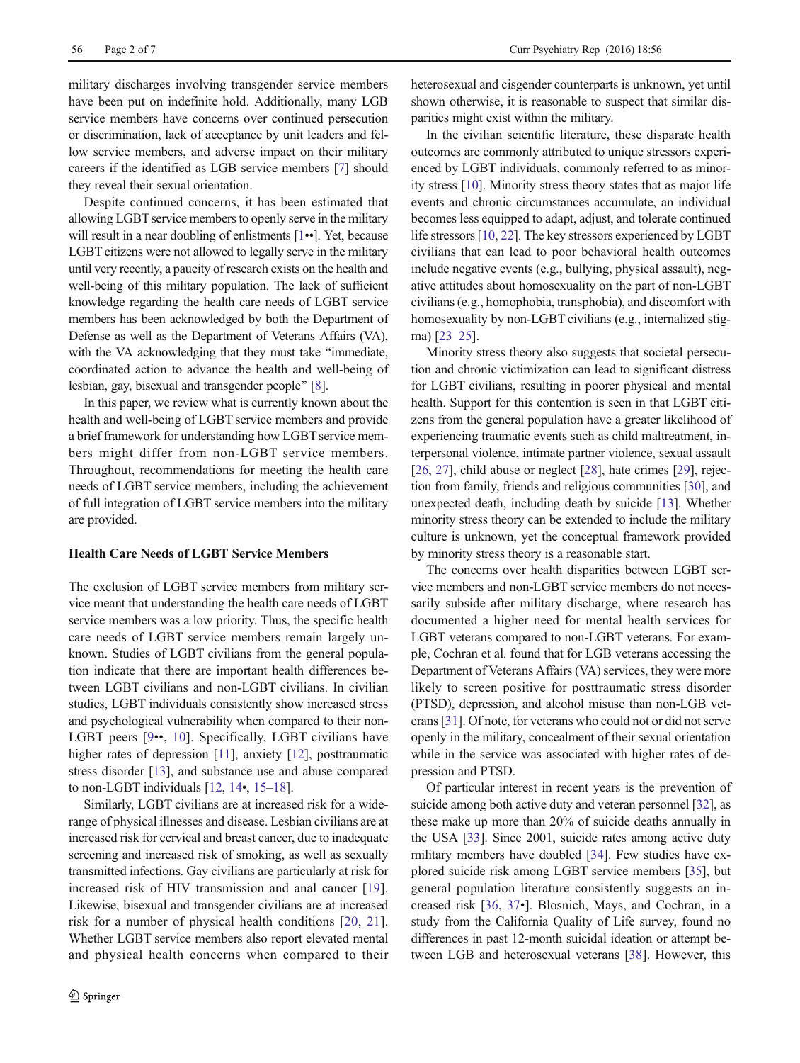military discharges involving transgender service members have been put on indefinite hold. Additionally, many LGB service members have concerns over continued persecution or discrimination, lack of acceptance by unit leaders and fellow service members, and adverse impact on their military careers if the identified as LGB service members [7] should they reveal their sexual orientation.

Despite continued concerns, it has been estimated that allowing LGBT service members to openly serve in the military will result in a near doubling of enlistments [1••]. Yet, because LGBT citizens were not allowed to legally serve in the military until very recently, a paucity of research exists on the health and well-being of this military population. The lack of sufficient knowledge regarding the health care needs of LGBT service members has been acknowledged by both the Department of Defense as well as the Department of Veterans Affairs (VA), with the VA acknowledging that they must take "immediate, coordinated action to advance the health and well-being of lesbian, gay, bisexual and transgender people" [8].

In this paper, we review what is currently known about the health and well-being of LGBT service members and provide a brief framework for understanding how LGBT service members might differ from non-LGBT service members. Throughout, recommendations for meeting the health care needs of LGBT service members, including the achievement of full integration of LGBT service members into the military are provided.

## Health Care Needs of LGBT Service Members

The exclusion of LGBT service members from military service meant that understanding the health care needs of LGBT service members was a low priority. Thus, the specific health care needs of LGBT service members remain largely unknown. Studies of LGBT civilians from the general population indicate that there are important health differences between LGBT civilians and non-LGBT civilians. In civilian studies, LGBT individuals consistently show increased stress and psychological vulnerability when compared to their non-LGBT peers [9••, 10]. Specifically, LGBT civilians have higher rates of depression [11], anxiety [12], posttraumatic stress disorder [13], and substance use and abuse compared to non-LGBT individuals [12, 14•, 15–18].

Similarly, LGBT civilians are at increased risk for a wide-range of physical illnesses and disease. Lesbian civilians are at increased risk for cervical and breast cancer, due to inadequate screening and increased risk of smoking, as well as sexually transmitted infections. Gay civilians are particularly at risk for increased risk of HIV transmission and anal cancer [19]. Likewise, bisexual and transgender civilians are at increased risk for a number of physical health conditions [20, 21]. Whether LGBT service members also report elevated mental and physical health concerns when compared to their heterosexual and cisgender counterparts is unknown, yet until shown otherwise, it is reasonable to suspect that similar disparities might exist within the military.

In the civilian scientific literature, these disparate health outcomes are commonly attributed to unique stressors experienced by LGBT individuals, commonly referred to as minority stress [10]. Minority stress theory states that as major life events and chronic circumstances accumulate, an individual becomes less equipped to adapt, adjust, and tolerate continued life stressors [10, 22]. The key stressors experienced by LGBT civilians that can lead to poor behavioral health outcomes include negative events (e.g., bullying, physical assault), negative attitudes about homosexuality on the part of non-LGBT civilians (e.g., homophobia, transphobia), and discomfort with homosexuality by non-LGBT civilians (e.g., internalized stigma) [23–25].

Minority stress theory also suggests that societal persecution and chronic victimization can lead to significant distress for LGBT civilians, resulting in poorer physical and mental health. Support for this contention is seen in that LGBT citizens from the general population have a greater likelihood of experiencing traumatic events such as child maltreatment, interpersonal violence, intimate partner violence, sexual assault [26, 27], child abuse or neglect [28], hate crimes [29], rejection from family, friends and religious communities [30], and unexpected death, including death by suicide [13]. Whether minority stress theory can be extended to include the military culture is unknown, yet the conceptual framework provided by minority stress theory is a reasonable start.

The concerns over health disparities between LGBT service members and non-LGBT service members do not necessarily subside after military discharge, where research has documented a higher need for mental health services for LGBT veterans compared to non-LGBT veterans. For example, Cochran et al. found that for LGB veterans accessing the Department of Veterans Affairs (VA) services, they were more likely to screen positive for posttraumatic stress disorder (PTSD), depression, and alcohol misuse than non-LGB veterans [31]. Of note, for veterans who could not or did not serve openly in the military, concealment of their sexual orientation while in the service was associated with higher rates of depression and PTSD.

Of particular interest in recent years is the prevention of suicide among both active duty and veteran personnel [32], as these make up more than 20% of suicide deaths annually in the USA [33]. Since 2001, suicide rates among active duty military members have doubled [34]. Few studies have explored suicide risk among LGBT service members [35], but general population literature consistently suggests an increased risk [36, 37•]. Blosnich, Mays, and Cochran, in a study from the California Quality of Life survey, found no differences in past 12-month suicidal ideation or attempt between LGB and heterosexual veterans [38]. However, this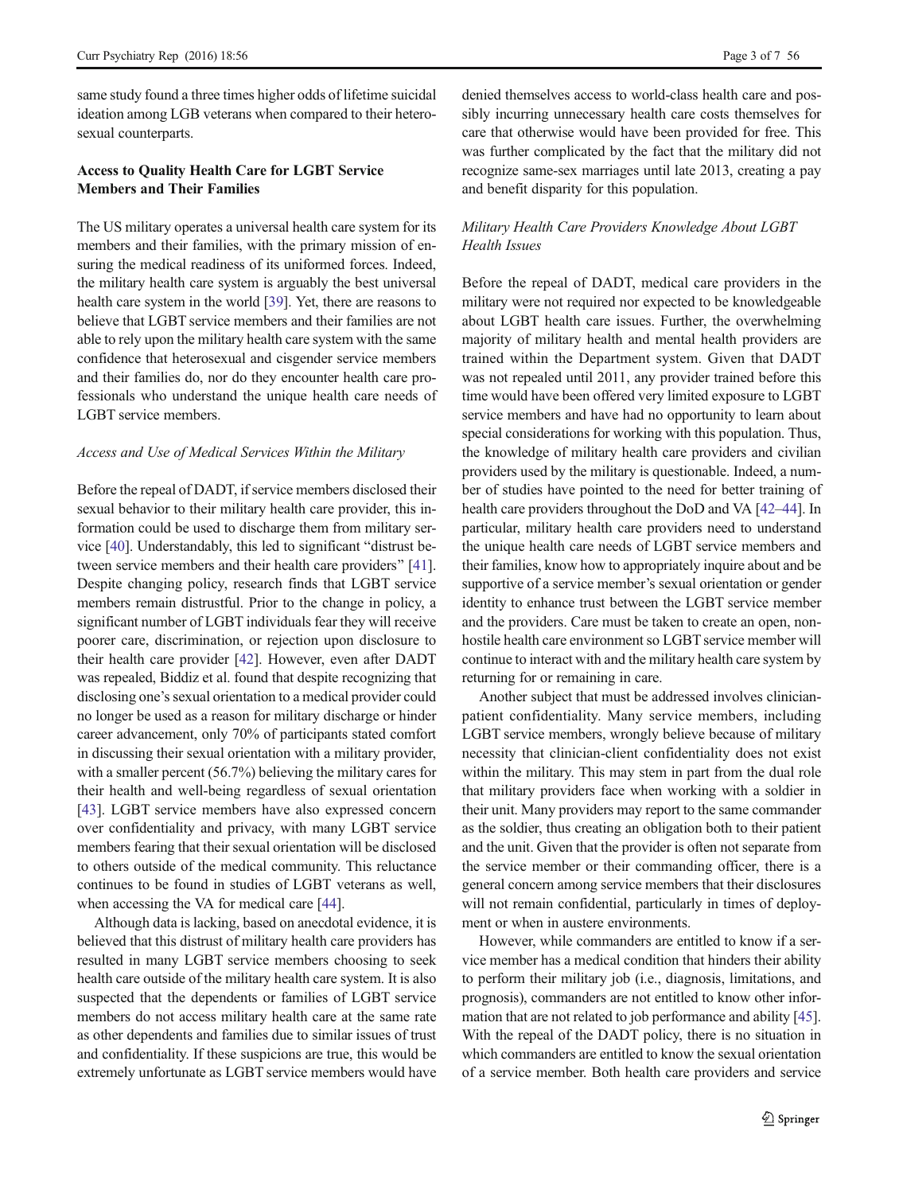same study found a three times higher odds of lifetime suicidal ideation among LGB veterans when compared to their heterosexual counterparts.

## Access to Quality Health Care for LGBT Service Members and Their Families

The US military operates a universal health care system for its members and their families, with the primary mission of ensuring the medical readiness of its uniformed forces. Indeed, the military health care system is arguably the best universal health care system in the world [39]. Yet, there are reasons to believe that LGBT service members and their families are not able to rely upon the military health care system with the same confidence that heterosexual and cisgender service members and their families do, nor do they encounter health care professionals who understand the unique health care needs of LGBT service members.

### *Access and Use of Medical Services Within the Military*

Before the repeal of DADT, if service members disclosed their sexual behavior to their military health care provider, this information could be used to discharge them from military service [40]. Understandably, this led to significant "distrust between service members and their health care providers" [41]. Despite changing policy, research finds that LGBT service members remain distrustful. Prior to the change in policy, a significant number of LGBT individuals fear they will receive poorer care, discrimination, or rejection upon disclosure to their health care provider [42]. However, even after DADT was repealed, Biddiz et al. found that despite recognizing that disclosing one's sexual orientation to a medical provider could no longer be used as a reason for military discharge or hinder career advancement, only 70% of participants stated comfort in discussing their sexual orientation with a military provider, with a smaller percent (56.7%) believing the military cares for their health and well-being regardless of sexual orientation [43]. LGBT service members have also expressed concern over confidentiality and privacy, with many LGBT service members fearing that their sexual orientation will be disclosed to others outside of the medical community. This reluctance continues to be found in studies of LGBT veterans as well, when accessing the VA for medical care [44].

Although data is lacking, based on anecdotal evidence, it is believed that this distrust of military health care providers has resulted in many LGBT service members choosing to seek health care outside of the military health care system. It is also suspected that the dependents or families of LGBT service members do not access military health care at the same rate as other dependents and families due to similar issues of trust and confidentiality. If these suspicions are true, this would be extremely unfortunate as LGBT service members would have denied themselves access to world-class health care and possibly incurring unnecessary health care costs themselves for care that otherwise would have been provided for free. This was further complicated by the fact that the military did not recognize same-sex marriages until late 2013, creating a pay and benefit disparity for this population.

### *Military Health Care Providers Knowledge About LGBT Health Issues*

Before the repeal of DADT, medical care providers in the military were not required nor expected to be knowledgeable about LGBT health care issues. Further, the overwhelming majority of military health and mental health providers are trained within the Department system. Given that DADT was not repealed until 2011, any provider trained before this time would have been offered very limited exposure to LGBT service members and have had no opportunity to learn about special considerations for working with this population. Thus, the knowledge of military health care providers and civilian providers used by the military is questionable. Indeed, a number of studies have pointed to the need for better training of health care providers throughout the DoD and VA [42–44]. In particular, military health care providers need to understand the unique health care needs of LGBT service members and their families, know how to appropriately inquire about and be supportive of a service member's sexual orientation or gender identity to enhance trust between the LGBT service member and the providers. Care must be taken to create an open, non-hostile health care environment so LGBT service member will continue to interact with and the military health care system by returning for or remaining in care.

Another subject that must be addressed involves clinician-patient confidentiality. Many service members, including LGBT service members, wrongly believe because of military necessity that clinician-client confidentiality does not exist within the military. This may stem in part from the dual role that military providers face when working with a soldier in their unit. Many providers may report to the same commander as the soldier, thus creating an obligation both to their patient and the unit. Given that the provider is often not separate from the service member or their commanding officer, there is a general concern among service members that their disclosures will not remain confidential, particularly in times of deployment or when in austere environments.

However, while commanders are entitled to know if a service member has a medical condition that hinders their ability to perform their military job (i.e., diagnosis, limitations, and prognosis), commanders are not entitled to know other information that are not related to job performance and ability [45]. With the repeal of the DADT policy, there is no situation in which commanders are entitled to know the sexual orientation of a service member. Both health care providers and service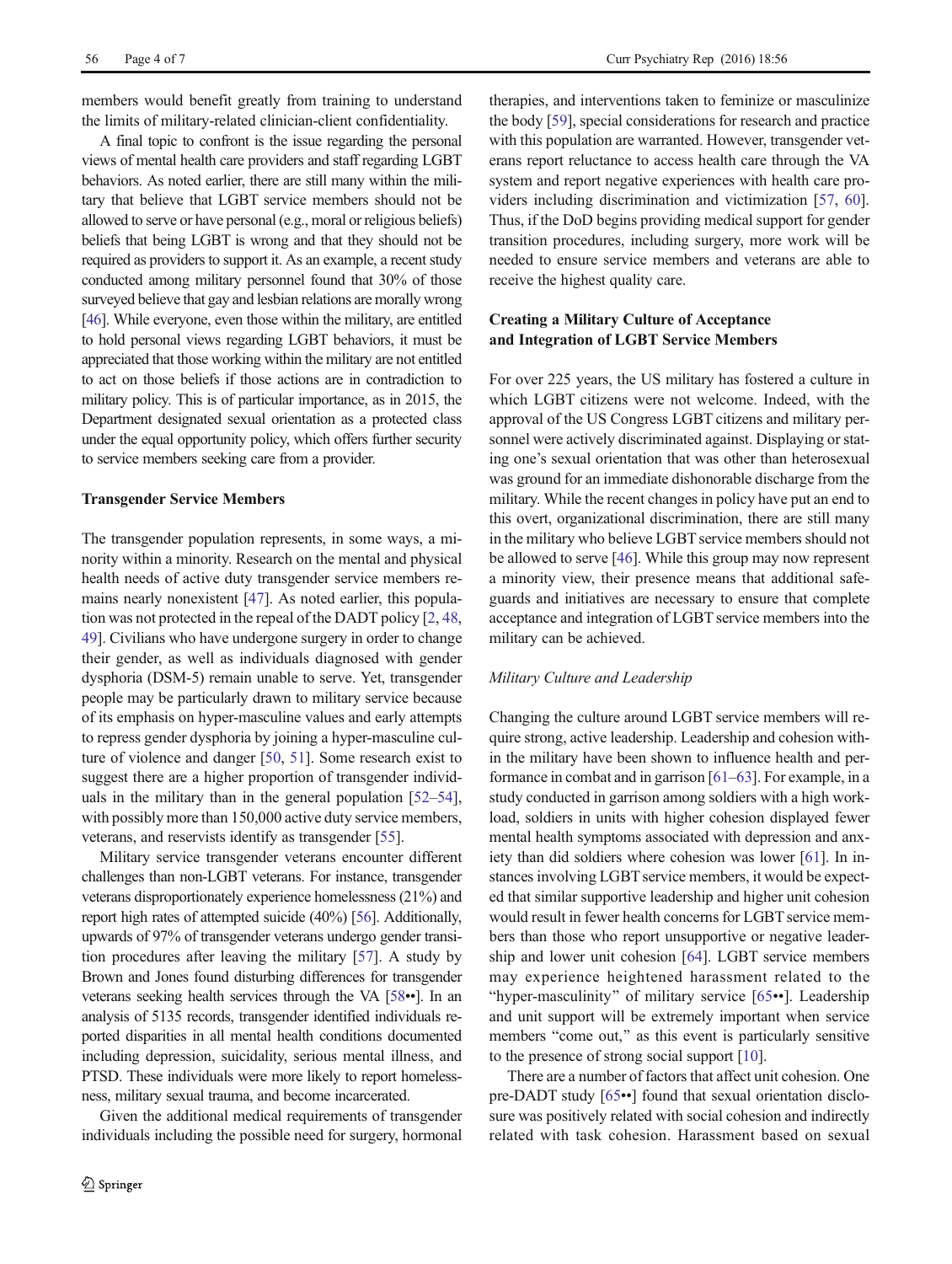members would benefit greatly from training to understand the limits of military-related clinician-client confidentiality.

A final topic to confront is the issue regarding the personal views of mental health care providers and staff regarding LGBT behaviors. As noted earlier, there are still many within the military that believe that LGBT service members should not be allowed to serve or have personal (e.g., moral or religious beliefs) beliefs that being LGBT is wrong and that they should not be required as providers to support it. As an example, a recent study conducted among military personnel found that 30% of those surveyed believe that gay and lesbian relations are morally wrong [46]. While everyone, even those within the military, are entitled to hold personal views regarding LGBT behaviors, it must be appreciated that those working within the military are not entitled to act on those beliefs if those actions are in contradiction to military policy. This is of particular importance, as in 2015, the Department designated sexual orientation as a protected class under the equal opportunity policy, which offers further security to service members seeking care from a provider.

### Transgender Service Members

The transgender population represents, in some ways, a minority within a minority. Research on the mental and physical health needs of active duty transgender service members remains nearly nonexistent [47]. As noted earlier, this population was not protected in the repeal of the DADT policy [2, 48, 49]. Civilians who have undergone surgery in order to change their gender, as well as individuals diagnosed with gender dysphoria (DSM-5) remain unable to serve. Yet, transgender people may be particularly drawn to military service because of its emphasis on hyper-masculine values and early attempts to repress gender dysphoria by joining a hyper-masculine culture of violence and danger [50, 51]. Some research exist to suggest there are a higher proportion of transgender individuals in the military than in the general population [52–54], with possibly more than 150,000 active duty service members, veterans, and reservists identify as transgender [55].

Military service transgender veterans encounter different challenges than non-LGBT veterans. For instance, transgender veterans disproportionately experience homelessness (21%) and report high rates of attempted suicide (40%) [56]. Additionally, upwards of 97% of transgender veterans undergo gender transition procedures after leaving the military [57]. A study by Brown and Jones found disturbing differences for transgender veterans seeking health services through the VA [58••]. In an analysis of 5135 records, transgender identified individuals reported disparities in all mental health conditions documented including depression, suicidality, serious mental illness, and PTSD. These individuals were more likely to report homelessness, military sexual trauma, and become incarcerated.

Given the additional medical requirements of transgender individuals including the possible need for surgery, hormonal therapies, and interventions taken to feminize or masculinize the body [59], special considerations for research and practice with this population are warranted. However, transgender veterans report reluctance to access health care through the VA system and report negative experiences with health care providers including discrimination and victimization [57, 60]. Thus, if the DoD begins providing medical support for gender transition procedures, including surgery, more work will be needed to ensure service members and veterans are able to receive the highest quality care.

## Creating a Military Culture of Acceptance and Integration of LGBT Service Members

For over 225 years, the US military has fostered a culture in which LGBT citizens were not welcome. Indeed, with the approval of the US Congress LGBT citizens and military personnel were actively discriminated against. Displaying or stating one's sexual orientation that was other than heterosexual was ground for an immediate dishonorable discharge from the military. While the recent changes in policy have put an end to this overt, organizational discrimination, there are still many in the military who believe LGBT service members should not be allowed to serve [46]. While this group may now represent a minority view, their presence means that additional safeguards and initiatives are necessary to ensure that complete acceptance and integration of LGBT service members into the military can be achieved.

### *Military Culture and Leadership*

Changing the culture around LGBT service members will require strong, active leadership. Leadership and cohesion within the military have been shown to influence health and performance in combat and in garrison [61–63]. For example, in a study conducted in garrison among soldiers with a high workload, soldiers in units with higher cohesion displayed fewer mental health symptoms associated with depression and anxiety than did soldiers where cohesion was lower [61]. In instances involving LGBT service members, it would be expected that similar supportive leadership and higher unit cohesion would result in fewer health concerns for LGBT service members than those who report unsupportive or negative leadership and lower unit cohesion [64]. LGBT service members may experience heightened harassment related to the "hyper-masculinity" of military service [65••]. Leadership and unit support will be extremely important when service members "come out," as this event is particularly sensitive to the presence of strong social support [10].

There are a number of factors that affect unit cohesion. One pre-DADT study [65••] found that sexual orientation disclosure was positively related with social cohesion and indirectly related with task cohesion. Harassment based on sexual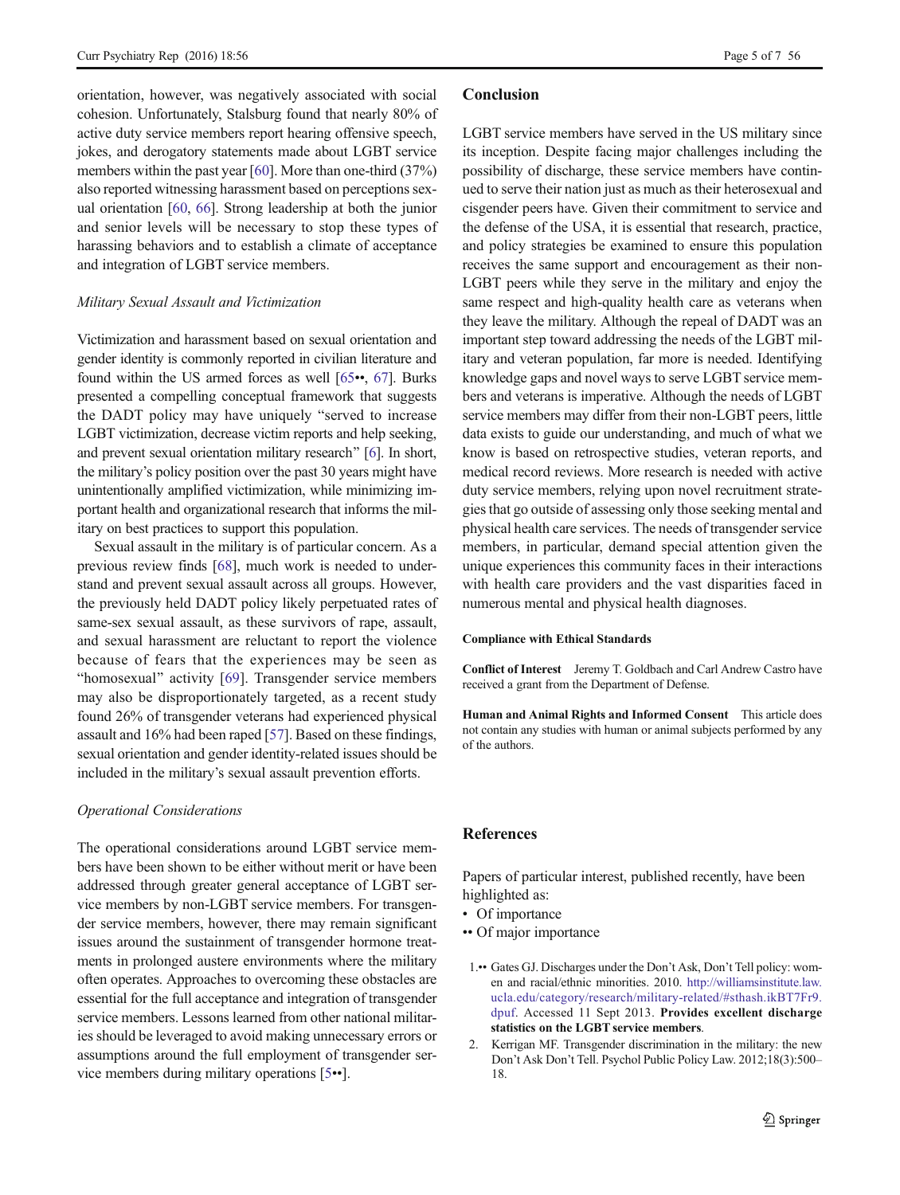orientation, however, was negatively associated with social cohesion. Unfortunately, Stalsburg found that nearly 80% of active duty service members report hearing offensive speech, jokes, and derogatory statements made about LGBT service members within the past year [60]. More than one-third (37%) also reported witnessing harassment based on perceptions sexual orientation [60, 66]. Strong leadership at both the junior and senior levels will be necessary to stop these types of harassing behaviors and to establish a climate of acceptance and integration of LGBT service members.

### *Military Sexual Assault and Victimization*

Victimization and harassment based on sexual orientation and gender identity is commonly reported in civilian literature and found within the US armed forces as well [65••, 67]. Burks presented a compelling conceptual framework that suggests the DADT policy may have uniquely "served to increase LGBT victimization, decrease victim reports and help seeking, and prevent sexual orientation military research" [6]. In short, the military's policy position over the past 30 years might have unintentionally amplified victimization, while minimizing important health and organizational research that informs the military on best practices to support this population.

Sexual assault in the military is of particular concern. As a previous review finds [68], much work is needed to understand and prevent sexual assault across all groups. However, the previously held DADT policy likely perpetuated rates of same-sex sexual assault, as these survivors of rape, assault, and sexual harassment are reluctant to report the violence because of fears that the experiences may be seen as "homosexual" activity [69]. Transgender service members may also be disproportionately targeted, as a recent study found 26% of transgender veterans had experienced physical assault and 16% had been raped [57]. Based on these findings, sexual orientation and gender identity-related issues should be included in the military's sexual assault prevention efforts.

### *Operational Considerations*

The operational considerations around LGBT service members have been shown to be either without merit or have been addressed through greater general acceptance of LGBT service members by non-LGBT service members. For transgender service members, however, there may remain significant issues around the sustainment of transgender hormone treatments in prolonged austere environments where the military often operates. Approaches to overcoming these obstacles are essential for the full acceptance and integration of transgender service members. Lessons learned from other national militaries should be leveraged to avoid making unnecessary errors or assumptions around the full employment of transgender service members during military operations [5••].

## Conclusion

LGBT service members have served in the US military since its inception. Despite facing major challenges including the possibility of discharge, these service members have continued to serve their nation just as much as their heterosexual and cisgender peers have. Given their commitment to service and the defense of the USA, it is essential that research, practice, and policy strategies be examined to ensure this population receives the same support and encouragement as their non-LGBT peers while they serve in the military and enjoy the same respect and high-quality health care as veterans when they leave the military. Although the repeal of DADT was an important step toward addressing the needs of the LGBT military and veteran population, far more is needed. Identifying knowledge gaps and novel ways to serve LGBT service members and veterans is imperative. Although the needs of LGBT service members may differ from their non-LGBT peers, little data exists to guide our understanding, and much of what we know is based on retrospective studies, veteran reports, and medical record reviews. More research is needed with active duty service members, relying upon novel recruitment strategies that go outside of assessing only those seeking mental and physical health care services. The needs of transgender service members, in particular, demand special attention given the unique experiences this community faces in their interactions with health care providers and the vast disparities faced in numerous mental and physical health diagnoses.

**Compliance with Ethical Standards**

**Conflict of Interest** Jeremy T. Goldbach and Carl Andrew Castro have received a grant from the Department of Defense.

**Human and Animal Rights and Informed Consent** This article does not contain any studies with human or animal subjects performed by any of the authors.

## References

Papers of particular interest, published recently, have been highlighted as:

- • Of importance
- •• Of major importance

1.•• Gates GJ. Discharges under the Don't Ask, Don't Tell policy: women and racial/ethnic minorities. 2010. http://williamsinstitute.law.ucla.edu/category/research/military-related/#sthash.ikBT7Fr9.dpuf. Accessed 11 Sept 2013. **Provides excellent discharge statistics on the LGBT service members**.

2. Kerrigan MF. Transgender discrimination in the military: the new Don't Ask Don't Tell. Psychol Public Policy Law. 2012;18(3):500–18.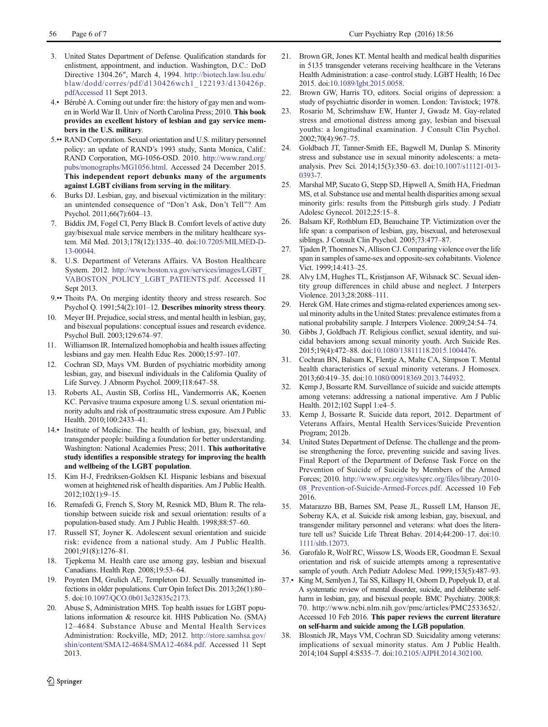3. United States Department of Defense. Qualification standards for enlistment, appointment, and induction. Washington, D.C.: DoD Directive 1304.26″, March 4, 1994. http://biotech.law.lsu.edu/blaw/dodd/corres/pdf/d130426wch1_122193/d130426p.pdfAccessed 11 Sept 2013.
4.• Bérubé A. Coming out under fire: the history of gay men and women in World War II. Univ of North Carolina Press; 2010. **This book provides an excellent history of lesbian and gay service members in the U.S. military**.
5.•• RAND Corporation. Sexual orientation and U.S. military personnel policy: an update of RAND's 1993 study, Santa Monica, Calif.: RAND Corporation, MG-1056-OSD. 2010. http://www.rand.org/pubs/monographs/MG1056.html. Accessed 24 December 2015. **This independent report debunks many of the arguments against LGBT civilians from serving in the military**.
6. Burks DJ. Lesbian, gay, and bisexual victimization in the military: an unintended consequence of "Don't Ask, Don't Tell"? Am Psychol. 2011;66(7):604–13.
7. Biddix JM, Fogel CI, Perry Black B. Comfort levels of active duty gay/bisexual male service members in the military healthcare system. Mil Med. 2013;178(12):1335–40. doi:10.7205/MILMED-D-13-00044.
8. U.S. Department of Veterans Affairs. VA Boston Healthcare System. 2012. http://www.boston.va.gov/services/images/LGBT_VABOSTON_POLICY_LGBT_PATIENTS.pdf. Accessed 11 Sept 2013.
9.•• Thoits PA. On merging identity theory and stress research. Soc Psychol Q. 1991;54(2):101–12. **Describes minority stress theory**.
10. Meyer IH. Prejudice, social stress, and mental health in lesbian, gay, and bisexual populations: conceptual issues and research evidence. Psychol Bull. 2003;129:674–97.
11. Williamson IR. Internalized homophobia and health issues affecting lesbians and gay men. Health Educ Res. 2000;15:97–107.
12. Cochran SD, Mays VM. Burden of psychiatric morbidity among lesbian, gay, and bisexual individuals in the California Quality of Life Survey. J Abnorm Psychol. 2009;118:647–58.
13. Roberts AL, Austin SB, Corliss HL, Vandermorris AK, Koenen KC. Pervasive trauma exposure among U.S. sexual orientation minority adults and risk of posttraumatic stress exposure. Am J Public Health. 2010;100:2433–41.
14.• Institute of Medicine. The health of lesbian, gay, bisexual, and transgender people: building a foundation for better understanding. Washington: National Academies Press; 2011. **This authoritative study identifies a responsible strategy for improving the health and wellbeing of the LGBT population**.
15. Kim H-J, Fredriksen-Goldsen KI. Hispanic lesbians and bisexual women at heightened risk of health disparities. Am J Public Health. 2012;102(1):9–15.
16. Remafedi G, French S, Story M, Resnick MD, Blum R. The relationship between suicide risk and sexual orientation: results of a population-based study. Am J Public Health. 1998;88:57–60.
17. Russell ST, Joyner K. Adolescent sexual orientation and suicide risk: evidence from a national study. Am J Public Health. 2001;91(8):1276–81.
18. Tjepkema M. Health care use among gay, lesbian and bisexual Canadians. Health Rep. 2008;19:53–64.
19. Poynten IM, Grulich AE, Templeton DJ. Sexually transmitted infections in older populations. Curr Opin Infect Dis. 2013;26(1):80–5. doi:10.1097/QCO.0b013e32835c2173.
20. Abuse S, Administration MHS. Top health issues for LGBT populations information & resource kit. HHS Publication No. (SMA) 12–4684. Substance Abuse and Mental Health Services Administration: Rockville, MD; 2012. http://store.samhsa.gov/shin/content/SMA12-4684/SMA12-4684.pdf. Accessed 11 Sept 2013.
21. Brown GR, Jones KT. Mental health and medical health disparities in 5135 transgender veterans receiving healthcare in the Veterans Health Administration: a case–control study. LGBT Health; 16 Dec 2015. doi:10.1089/lgbt.2015.0058.
22. Brown GW, Harris TO, editors. Social origins of depression: a study of psychiatric disorder in women. London: Tavistock; 1978.
23. Rosario M, Schrimshaw EW, Hunter J, Gwadz M. Gay-related stress and emotional distress among gay, lesbian and bisexual youths: a longitudinal examination. J Consult Clin Psychol. 2002;70(4):967–75.
24. Goldbach JT, Tanner-Smith EE, Bagwell M, Dunlap S. Minority stress and substance use in sexual minority adolescents: a meta-analysis. Prev Sci. 2014;15(3):350–63. doi:10.1007/s11121-013-0393-7.
25. Marshal MP, Sucato G, Stepp SD, Hipwell A, Smith HA, Friedman MS, et al. Substance use and mental health disparities among sexual minority girls: results from the Pittsburgh girls study. J Pediatr Adolesc Gynecol. 2012;25:15–8.
26. Balsam KF, Rothblum ED, Beauchaine TP. Victimization over the life span: a comparison of lesbian, gay, bisexual, and heterosexual siblings. J Consult Clin Psychol. 2005;73:477–87.
27. Tjaden P, Thoennes N, Allison CJ. Comparing violence over the life span in samples of same-sex and opposite-sex cohabitants. Violence Vict. 1999;14:413–25.
28. Alvy LM, Hughes TL, Kristjanson AF, Wilsnack SC. Sexual identity group differences in child abuse and neglect. J Interpers Violence. 2013;28:2088–111.
29. Herek GM. Hate crimes and stigma-related experiences among sexual minority adults in the United States: prevalence estimates from a national probability sample. J Interpers Violence. 2009;24:54–74.
30. Gibbs J, Goldbach JT. Religious conflict, sexual identity, and suicidal behaviors among sexual minority youth. Arch Suicide Res. 2015;19(4):472–88. doi:10.1080/13811118.2015.1004476.
31. Cochran BN, Balsam K, Flentje A, Malte CA, Simpson T. Mental health characteristics of sexual minority veterans. J Homosex. 2013;60:419–35. doi:10.1080/00918369.2013.744932.
32. Kemp J, Bossarte RM. Surveillance of suicide and suicide attempts among veterans: addressing a national imperative. Am J Public Health. 2012;102 Suppl 1:e4–5.
33. Kemp J, Bossarte R. Suicide data report, 2012. Department of Veterans Affairs, Mental Health Services/Suicide Prevention Program; 2012b.
34. United States Department of Defense. The challenge and the promise strengthening the force, preventing suicide and saving lives. Final Report of the Department of Defense Task Force on the Prevention of Suicide of Suicide by Members of the Armed Forces; 2010. http://www.sprc.org/sites/sprc.org/files/library/2010-08_Prevention-of-Suicide-Armed-Forces.pdf. Accessed 10 Feb 2016.
35. Matarazzo BB, Barnes SM, Pease JL, Russell LM, Hanson JE, Soberay KA, et al. Suicide risk among lesbian, gay, bisexual, and transgender military personnel and veterans: what does the literature tell us? Suicide Life Threat Behav. 2014;44:200–17. doi:10.1111/sltb.12073.
36. Garofalo R, Wolf RC, Wissow LS, Woods ER, Goodman E. Sexual orientation and risk of suicide attempts among a representative sample of youth. Arch Pediatr Adolesc Med. 1999;153(5):487–93.
37.• King M, Semlyen J, Tai SS, Killaspy H, Osborn D, Popelyuk D, et al. A systematic review of mental disorder, suicide, and deliberate self-harm in lesbian, gay, and bisexual people. BMC Psychiatry. 2008;8:70. http://www.ncbi.nlm.nih.gov/pmc/articles/PMC2533652/. Accessed 10 Feb 2016. **This paper reviews the current literature on self-harm and suicide among the LGB population**.
38. Blosnich JR, Mays VM, Cochran SD. Suicidality among veterans: implications of sexual minority status. Am J Public Health. 2014;104 Suppl 4:S535–7. doi:10.2105/AJPH.2014.302100.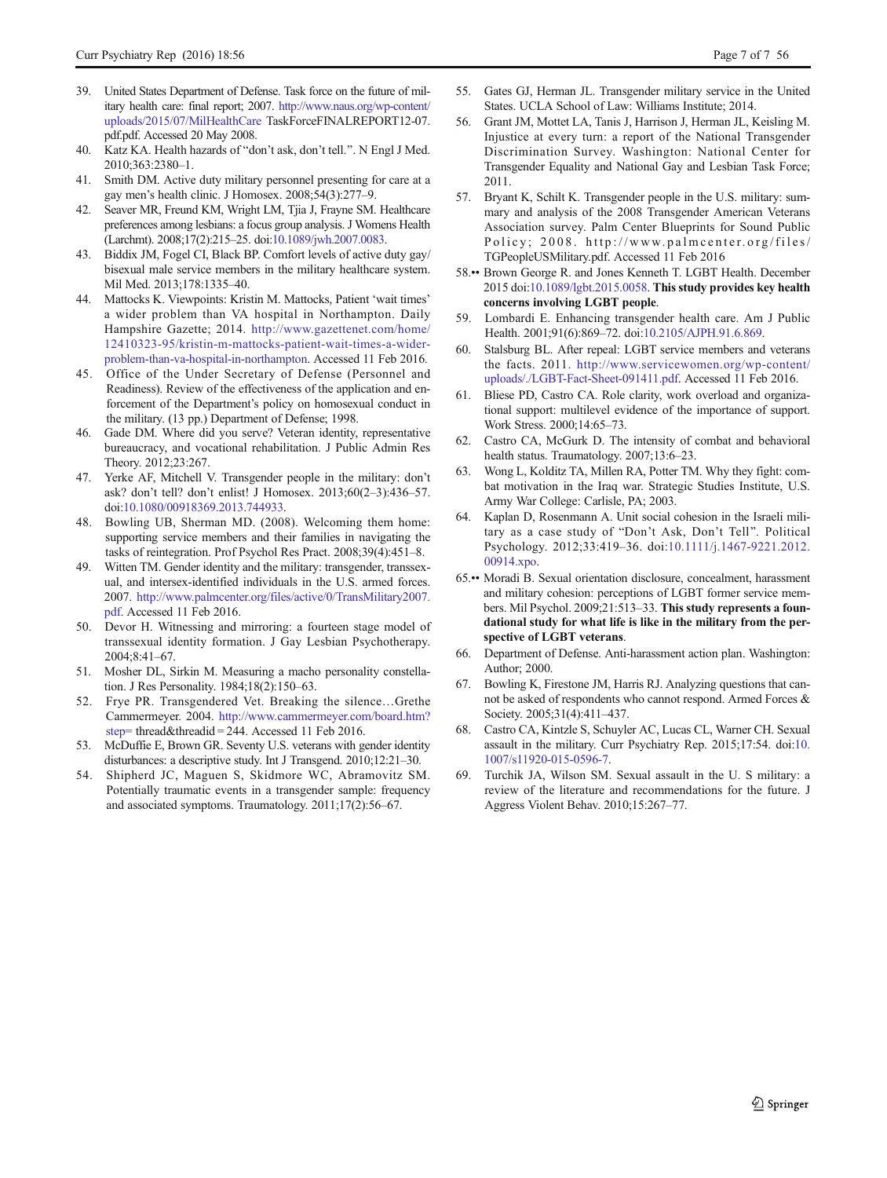39. United States Department of Defense. Task force on the future of military health care: final report; 2007. http://www.naus.org/wp-content/uploads/2015/07/MilHealthCare TaskForceFINALREPORT12-07.pdf.pdf. Accessed 20 May 2008.
40. Katz KA. Health hazards of "don't ask, don't tell.". N Engl J Med. 2010;363:2380–1.
41. Smith DM. Active duty military personnel presenting for care at a gay men's health clinic. J Homosex. 2008;54(3):277–9.
42. Seaver MR, Freund KM, Wright LM, Tjia J, Frayne SM. Healthcare preferences among lesbians: a focus group analysis. J Womens Health (Larchmt). 2008;17(2):215–25. doi:10.1089/jwh.2007.0083.
43. Biddix JM, Fogel CI, Black BP. Comfort levels of active duty gay/bisexual male service members in the military healthcare system. Mil Med. 2013;178:1335–40.
44. Mattocks K. Viewpoints: Kristin M. Mattocks, Patient 'wait times' a wider problem than VA hospital in Northampton. Daily Hampshire Gazette; 2014. http://www.gazettenet.com/home/12410323-95/kristin-m-mattocks-patient-wait-times-a-wider-problem-than-va-hospital-in-northampton. Accessed 11 Feb 2016.
45. Office of the Under Secretary of Defense (Personnel and Readiness). Review of the effectiveness of the application and enforcement of the Department's policy on homosexual conduct in the military. (13 pp.) Department of Defense; 1998.
46. Gade DM. Where did you serve? Veteran identity, representative bureaucracy, and vocational rehabilitation. J Public Admin Res Theory. 2012;23:267.
47. Yerke AF, Mitchell V. Transgender people in the military: don't ask? don't tell? don't enlist! J Homosex. 2013;60(2–3):436–57. doi:10.1080/00918369.2013.744933.
48. Bowling UB, Sherman MD. (2008). Welcoming them home: supporting service members and their families in navigating the tasks of reintegration. Prof Psychol Res Pract. 2008;39(4):451–8.
49. Witten TM. Gender identity and the military: transgender, transsexual, and intersex-identified individuals in the U.S. armed forces. 2007. http://www.palmcenter.org/files/active/0/TransMilitary2007.pdf. Accessed 11 Feb 2016.
50. Devor H. Witnessing and mirroring: a fourteen stage model of transsexual identity formation. J Gay Lesbian Psychotherapy. 2004;8:41–67.
51. Mosher DL, Sirkin M. Measuring a macho personality constellation. J Res Personality. 1984;18(2):150–63.
52. Frye PR. Transgendered Vet. Breaking the silence…Grethe Cammermeyer. 2004. http://www.cammermeyer.com/board.htm?step= thread&threadid = 244. Accessed 11 Feb 2016.
53. McDuffie E, Brown GR. Seventy U.S. veterans with gender identity disturbances: a descriptive study. Int J Transgend. 2010;12:21–30.
54. Shipherd JC, Maguen S, Skidmore WC, Abramovitz SM. Potentially traumatic events in a transgender sample: frequency and associated symptoms. Traumatology. 2011;17(2):56–67.
55. Gates GJ, Herman JL. Transgender military service in the United States. UCLA School of Law: Williams Institute; 2014.
56. Grant JM, Mottet LA, Tanis J, Harrison J, Herman JL, Keisling M. Injustice at every turn: a report of the National Transgender Discrimination Survey. Washington: National Center for Transgender Equality and National Gay and Lesbian Task Force; 2011.
57. Bryant K, Schilt K. Transgender people in the U.S. military: summary and analysis of the 2008 Transgender American Veterans Association survey. Palm Center Blueprints for Sound Public Policy; 2008. http://www.palmcenter.org/files/TGPeopleUSMilitary.pdf. Accessed 11 Feb 2016
58.•• Brown George R. and Jones Kenneth T. LGBT Health. December 2015 doi:10.1089/lgbt.2015.0058. **This study provides key health concerns involving LGBT people**.
59. Lombardi E. Enhancing transgender health care. Am J Public Health. 2001;91(6):869–72. doi:10.2105/AJPH.91.6.869.
60. Stalsburg BL. After repeal: LGBT service members and veterans the facts. 2011. http://www.servicewomen.org/wp-content/uploads/./LGBT-Fact-Sheet-091411.pdf. Accessed 11 Feb 2016.
61. Bliese PD, Castro CA. Role clarity, work overload and organizational support: multilevel evidence of the importance of support. Work Stress. 2000;14:65–73.
62. Castro CA, McGurk D. The intensity of combat and behavioral health status. Traumatology. 2007;13:6–23.
63. Wong L, Kolditz TA, Millen RA, Potter TM. Why they fight: combat motivation in the Iraq war. Strategic Studies Institute, U.S. Army War College: Carlisle, PA; 2003.
64. Kaplan D, Rosenmann A. Unit social cohesion in the Israeli military as a case study of "Don't Ask, Don't Tell". Political Psychology. 2012;33:419–36. doi:10.1111/j.1467-9221.2012.00914.xpo.
65.•• Moradi B. Sexual orientation disclosure, concealment, harassment and military cohesion: perceptions of LGBT former service members. Mil Psychol. 2009;21:513–33. **This study represents a foundational study for what life is like in the military from the perspective of LGBT veterans**.
66. Department of Defense. Anti-harassment action plan. Washington: Author; 2000.
67. Bowling K, Firestone JM, Harris RJ. Analyzing questions that cannot be asked of respondents who cannot respond. Armed Forces & Society. 2005;31(4):411–437.
68. Castro CA, Kintzle S, Schuyler AC, Lucas CL, Warner CH. Sexual assault in the military. Curr Psychiatry Rep. 2015;17:54. doi:10.1007/s11920-015-0596-7.
69. Turchik JA, Wilson SM. Sexual assault in the U. S military: a review of the literature and recommendations for the future. J Aggress Violent Behav. 2010;15:267–77.